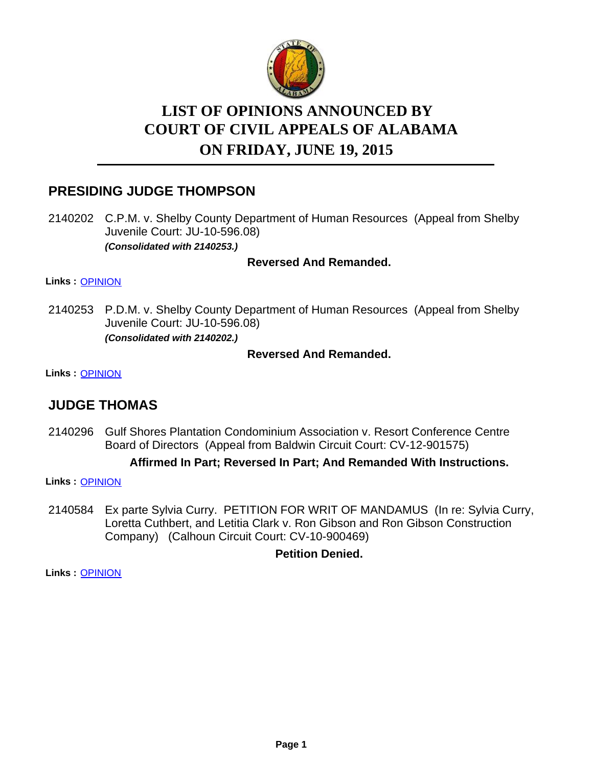# LIST OF OPINIONS ANNOUNCED BY COURT OF CIVIL APPEALS OF ALABAMA ON FRIDAY, JUNE 19, 2015

## PRESIDING JUDGE THOMPSON

2140202 C.P.M. v. Shelby County Department of Human Resources (Appeal from Shelby Juvenile Court: JU-10-596.08)
***(Consolidated with 2140253.)***

**Reversed And Remanded.**

**Links :** OPINION

2140253 P.D.M. v. Shelby County Department of Human Resources (Appeal from Shelby Juvenile Court: JU-10-596.08)
***(Consolidated with 2140202.)***

**Reversed And Remanded.**

**Links :** OPINION

## JUDGE THOMAS

2140296 Gulf Shores Plantation Condominium Association v. Resort Conference Centre Board of Directors (Appeal from Baldwin Circuit Court: CV-12-901575)

**Affirmed In Part; Reversed In Part; And Remanded With Instructions.**

**Links :** OPINION

2140584 Ex parte Sylvia Curry. PETITION FOR WRIT OF MANDAMUS (In re: Sylvia Curry, Loretta Cuthbert, and Letitia Clark v. Ron Gibson and Ron Gibson Construction Company) (Calhoun Circuit Court: CV-10-900469)

**Petition Denied.**

**Links :** OPINION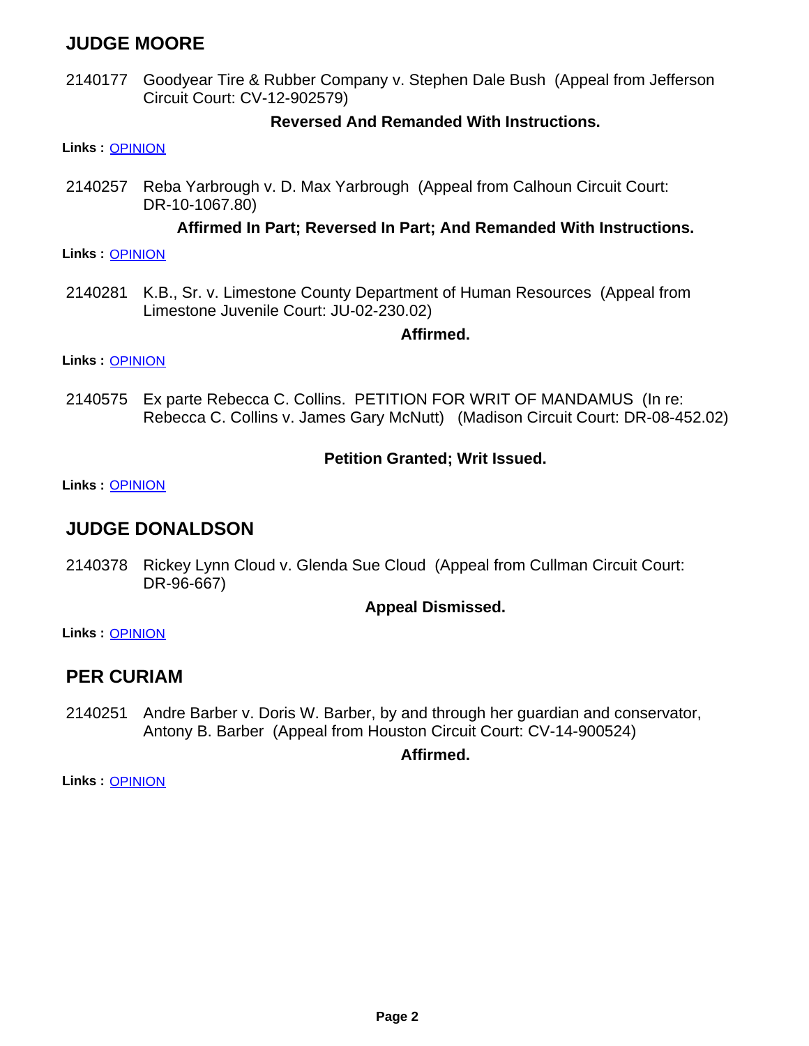## JUDGE MOORE

2140177 Goodyear Tire & Rubber Company v. Stephen Dale Bush (Appeal from Jefferson Circuit Court: CV-12-902579)

**Reversed And Remanded With Instructions.**

**Links :** OPINION

2140257 Reba Yarbrough v. D. Max Yarbrough (Appeal from Calhoun Circuit Court: DR-10-1067.80)

**Affirmed In Part; Reversed In Part; And Remanded With Instructions.**

**Links :** OPINION

2140281 K.B., Sr. v. Limestone County Department of Human Resources (Appeal from Limestone Juvenile Court: JU-02-230.02)

**Affirmed.**

**Links :** OPINION

2140575 Ex parte Rebecca C. Collins. PETITION FOR WRIT OF MANDAMUS (In re: Rebecca C. Collins v. James Gary McNutt) (Madison Circuit Court: DR-08-452.02)

**Petition Granted; Writ Issued.**

**Links :** OPINION

## JUDGE DONALDSON

2140378 Rickey Lynn Cloud v. Glenda Sue Cloud (Appeal from Cullman Circuit Court: DR-96-667)

**Appeal Dismissed.**

**Links :** OPINION

## PER CURIAM

2140251 Andre Barber v. Doris W. Barber, by and through her guardian and conservator, Antony B. Barber (Appeal from Houston Circuit Court: CV-14-900524)

**Affirmed.**

**Links :** OPINION